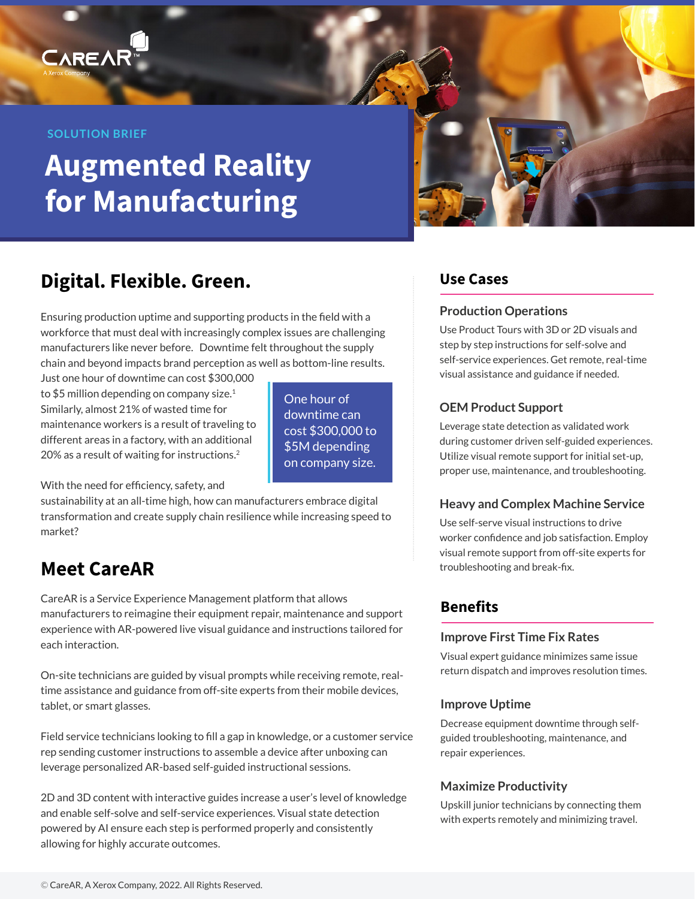CAREAR™
A Xerox Company

SOLUTION BRIEF

# Augmented Reality for Manufacturing

## Digital. Flexible. Green.

Ensuring production uptime and supporting products in the field with a workforce that must deal with increasingly complex issues are challenging manufacturers like never before. Downtime felt throughout the supply chain and beyond impacts brand perception as well as bottom-line results. Just one hour of downtime can cost $300,000 to $5 million depending on company size.[1] Similarly, almost 21% of wasted time for maintenance workers is a result of traveling to different areas in a factory, with an additional 20% as a result of waiting for instructions.[2]

> One hour of downtime can cost $300,000 to $5M depending on company size.

With the need for efficiency, safety, and sustainability at an all-time high, how can manufacturers embrace digital transformation and create supply chain resilience while increasing speed to market?

## Meet CareAR

CareAR is a Service Experience Management platform that allows manufacturers to reimagine their equipment repair, maintenance and support experience with AR-powered live visual guidance and instructions tailored for each interaction.

On-site technicians are guided by visual prompts while receiving remote, real-time assistance and guidance from off-site experts from their mobile devices, tablet, or smart glasses.

Field service technicians looking to fill a gap in knowledge, or a customer service rep sending customer instructions to assemble a device after unboxing can leverage personalized AR-based self-guided instructional sessions.

2D and 3D content with interactive guides increase a user's level of knowledge and enable self-solve and self-service experiences. Visual state detection powered by AI ensure each step is performed properly and consistently allowing for highly accurate outcomes.

## Use Cases

### Production Operations

Use Product Tours with 3D or 2D visuals and step by step instructions for self-solve and self-service experiences. Get remote, real-time visual assistance and guidance if needed.

### OEM Product Support

Leverage state detection as validated work during customer driven self-guided experiences. Utilize visual remote support for initial set-up, proper use, maintenance, and troubleshooting.

### Heavy and Complex Machine Service

Use self-serve visual instructions to drive worker confidence and job satisfaction. Employ visual remote support from off-site experts for troubleshooting and break-fix.

## Benefits

### Improve First Time Fix Rates

Visual expert guidance minimizes same issue return dispatch and improves resolution times.

### Improve Uptime

Decrease equipment downtime through self-guided troubleshooting, maintenance, and repair experiences.

### Maximize Productivity

Upskill junior technicians by connecting them with experts remotely and minimizing travel.

© CareAR, A Xerox Company, 2022. All Rights Reserved.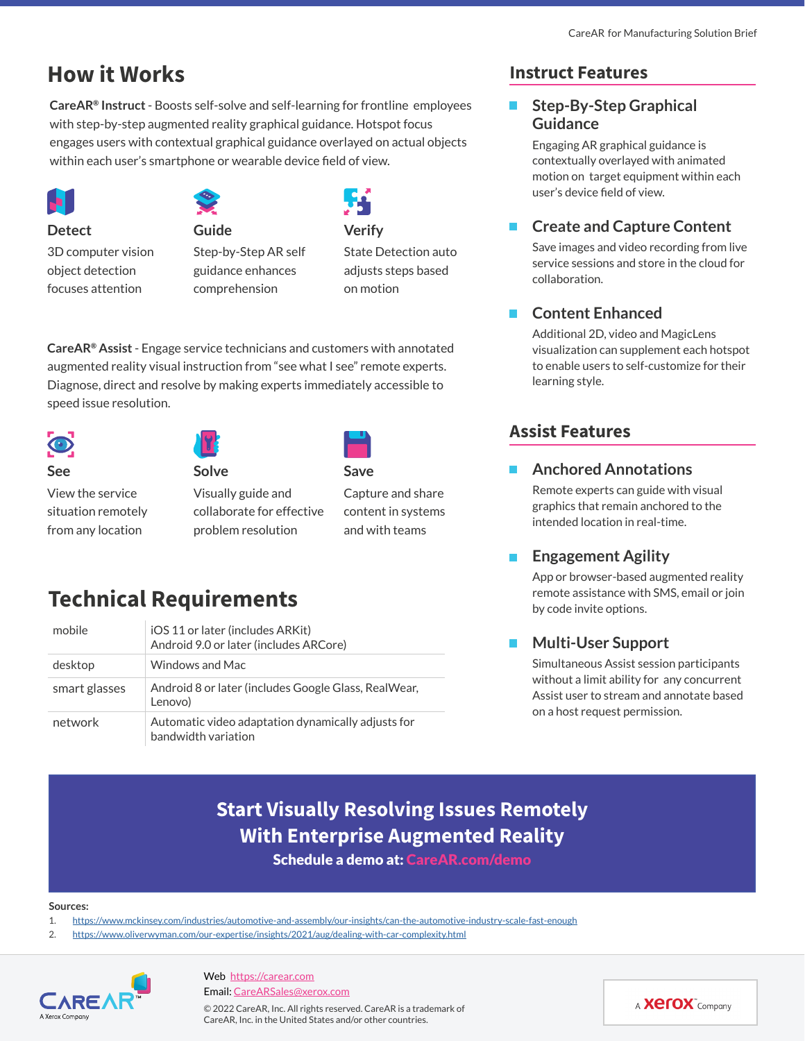# How it Works

**CareAR® Instruct** - Boosts self-solve and self-learning for frontline employees with step-by-step augmented reality graphical guidance. Hotspot focus engages users with contextual graphical guidance overlayed on actual objects within each user's smartphone or wearable device field of view.

### Detect

3D computer vision object detection focuses attention

### Guide

Step-by-Step AR self guidance enhances comprehension

### Verify

State Detection auto adjusts steps based on motion

**CareAR® Assist** - Engage service technicians and customers with annotated augmented reality visual instruction from "see what I see" remote experts. Diagnose, direct and resolve by making experts immediately accessible to speed issue resolution.

### See

View the service situation remotely from any location

### Solve

Visually guide and collaborate for effective problem resolution

### Save

Capture and share content in systems and with teams

## Technical Requirements

| | |
|---|---|
| mobile | iOS 11 or later (includes ARKit)<br>Android 9.0 or later (includes ARCore) |
| desktop | Windows and Mac |
| smart glasses | Android 8 or later (includes Google Glass, RealWear, Lenovo) |
| network | Automatic video adaptation dynamically adjusts for bandwidth variation |

## Instruct Features

- **Step-By-Step Graphical Guidance**

  Engaging AR graphical guidance is contextually overlayed with animated motion on target equipment within each user's device field of view.

- **Create and Capture Content**

  Save images and video recording from live service sessions and store in the cloud for collaboration.

- **Content Enhanced**

  Additional 2D, video and MagicLens visualization can supplement each hotspot to enable users to self-customize for their learning style.

## Assist Features

- **Anchored Annotations**

  Remote experts can guide with visual graphics that remain anchored to the intended location in real-time.

- **Engagement Agility**

  App or browser-based augmented reality remote assistance with SMS, email or join by code invite options.

- **Multi-User Support**

  Simultaneous Assist session participants without a limit ability for any concurrent Assist user to stream and annotate based on a host request permission.

**Start Visually Resolving Issues Remotely With Enterprise Augmented Reality**

**Schedule a demo at: CareAR.com/demo**

**Sources:**

1. https://www.mckinsey.com/industries/automotive-and-assembly/our-insights/can-the-automotive-industry-scale-fast-enough
2. https://www.oliverwyman.com/our-expertise/insights/2021/aug/dealing-with-car-complexity.html

CAREAR™ A Xerox Company

Web https://carear.com

Email: CareARSales@xerox.com

© 2022 CareAR, Inc. All rights reserved. CareAR is a trademark of CareAR, Inc. in the United States and/or other countries.

A xerox Company